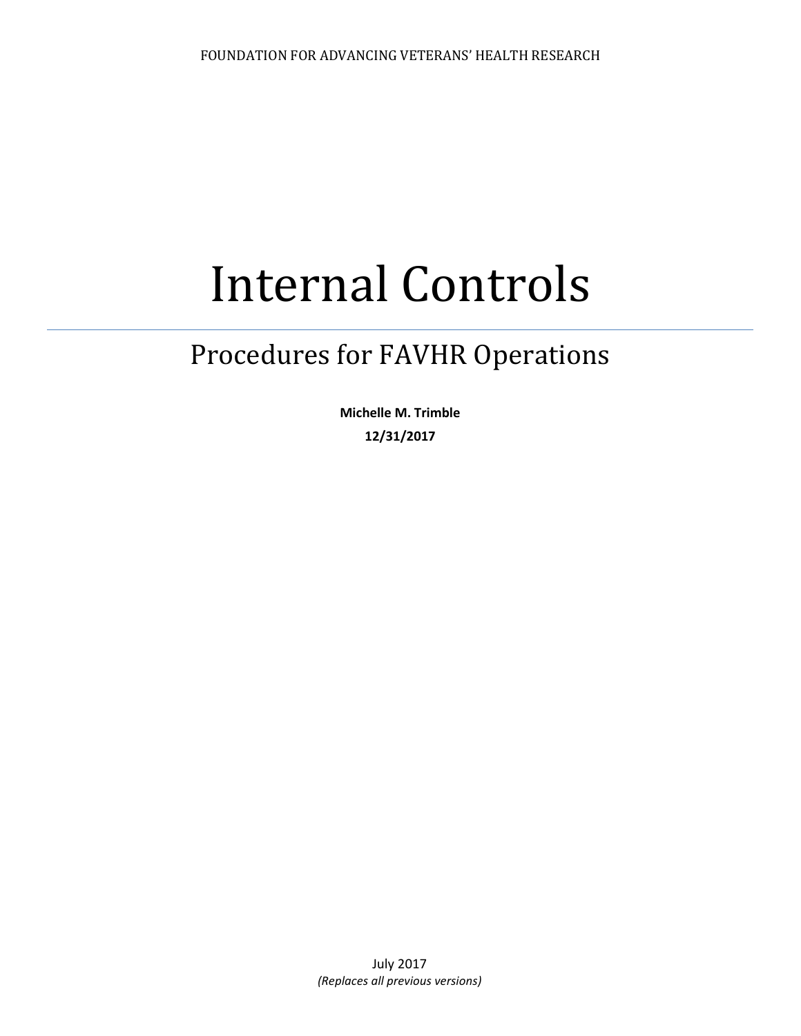FOUNDATION FOR ADVANCING VETERANS' HEALTH RESEARCH

# Internal Controls

## Procedures for FAVHR Operations

**Michelle M. Trimble**

**12/31/2017**

July 2017

*(Replaces all previous versions)*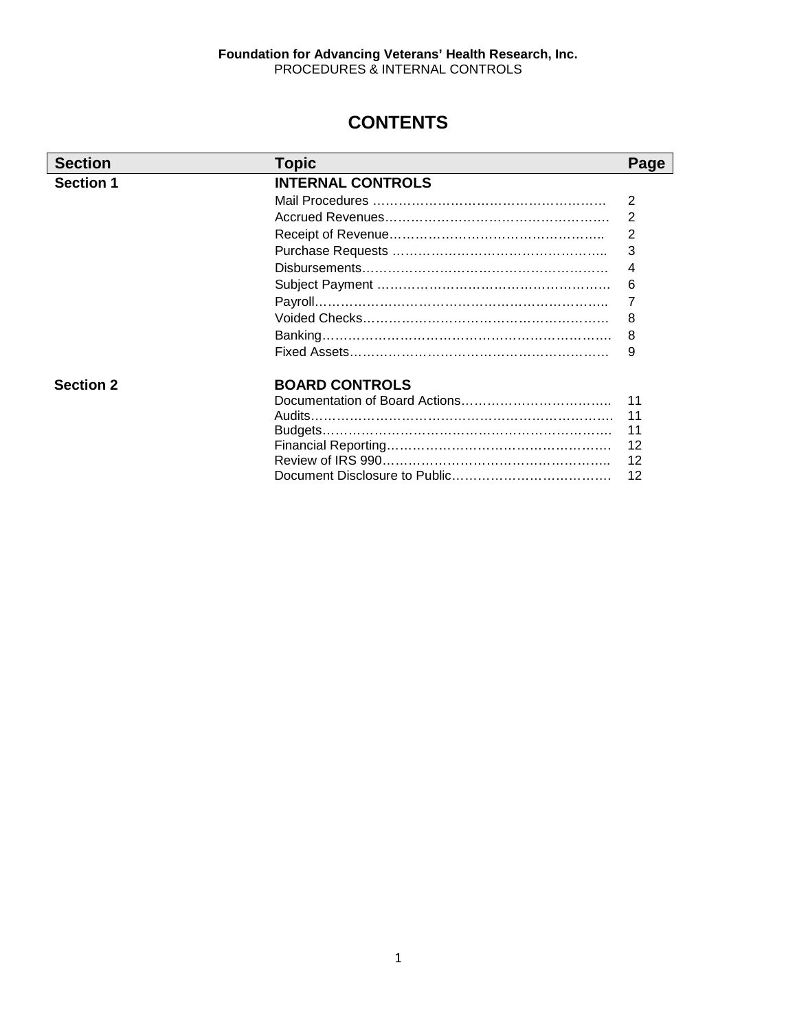**Foundation for Advancing Veterans' Health Research, Inc.**
PROCEDURES & INTERNAL CONTROLS

# CONTENTS

| Section | Topic | Page |
|---|---|---|
| **Section 1** | **INTERNAL CONTROLS** | |
| | Mail Procedures | 2 |
| | Accrued Revenues | 2 |
| | Receipt of Revenue | 2 |
| | Purchase Requests | 3 |
| | Disbursements | 4 |
| | Subject Payment | 6 |
| | Payroll | 7 |
| | Voided Checks | 8 |
| | Banking | 8 |
| | Fixed Assets | 9 |
| **Section 2** | **BOARD CONTROLS** | |
| | Documentation of Board Actions | 11 |
| | Audits | 11 |
| | Budgets | 11 |
| | Financial Reporting | 12 |
| | Review of IRS 990 | 12 |
| | Document Disclosure to Public | 12 |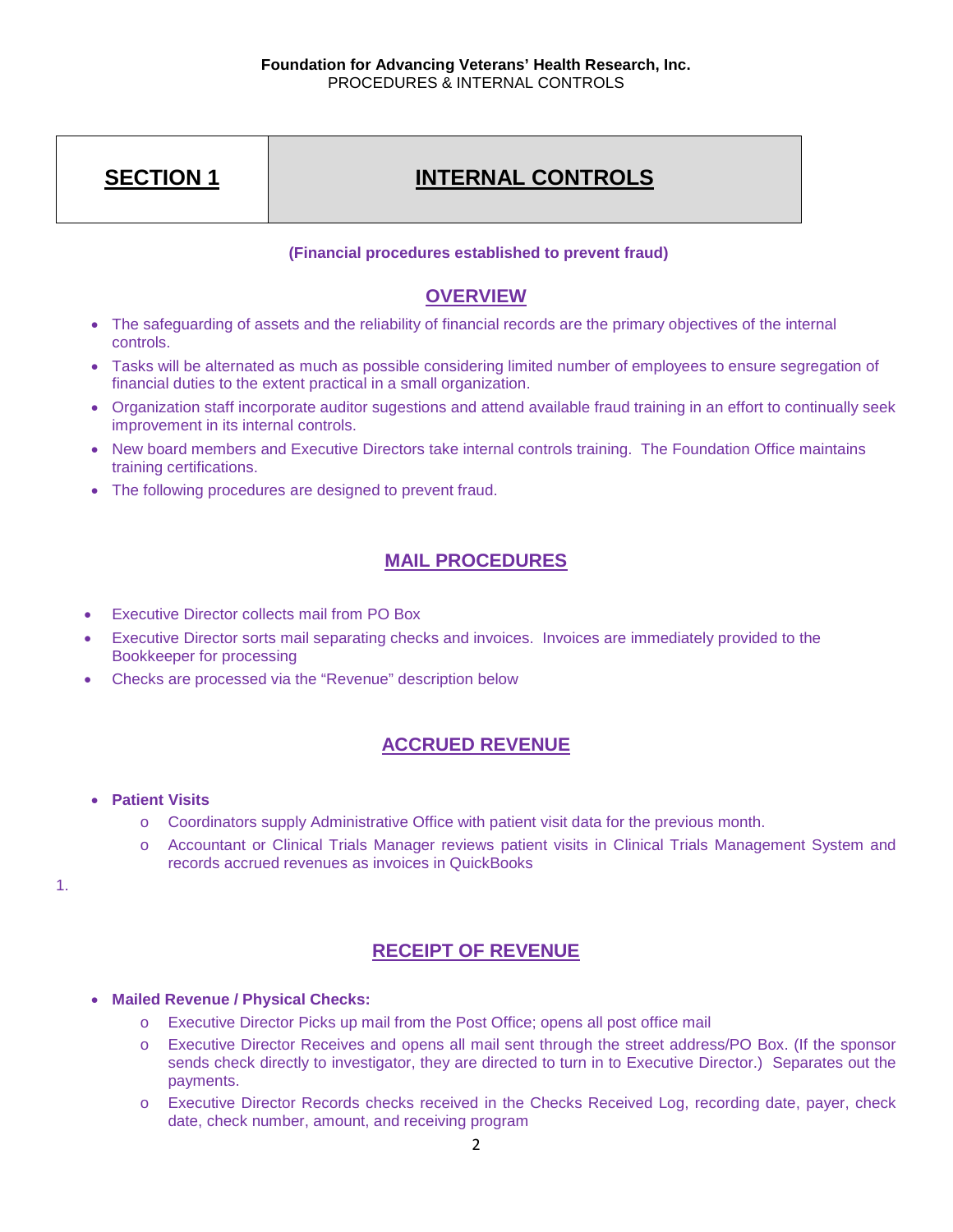## SECTION 1 | INTERNAL CONTROLS

**(Financial procedures established to prevent fraud)**

## OVERVIEW

- The safeguarding of assets and the reliability of financial records are the primary objectives of the internal controls.
- Tasks will be alternated as much as possible considering limited number of employees to ensure segregation of financial duties to the extent practical in a small organization.
- Organization staff incorporate auditor sugestions and attend available fraud training in an effort to continually seek improvement in its internal controls.
- New board members and Executive Directors take internal controls training. The Foundation Office maintains training certifications.
- The following procedures are designed to prevent fraud.

## MAIL PROCEDURES

- Executive Director collects mail from PO Box
- Executive Director sorts mail separating checks and invoices. Invoices are immediately provided to the Bookkeeper for processing
- Checks are processed via the "Revenue" description below

## ACCRUED REVENUE

- **Patient Visits**
  - Coordinators supply Administrative Office with patient visit data for the previous month.
  - Accountant or Clinical Trials Manager reviews patient visits in Clinical Trials Management System and records accrued revenues as invoices in QuickBooks

1.

## RECEIPT OF REVENUE

- **Mailed Revenue / Physical Checks:**
  - Executive Director Picks up mail from the Post Office; opens all post office mail
  - Executive Director Receives and opens all mail sent through the street address/PO Box. (If the sponsor sends check directly to investigator, they are directed to turn in to Executive Director.) Separates out the payments.
  - Executive Director Records checks received in the Checks Received Log, recording date, payer, check date, check number, amount, and receiving program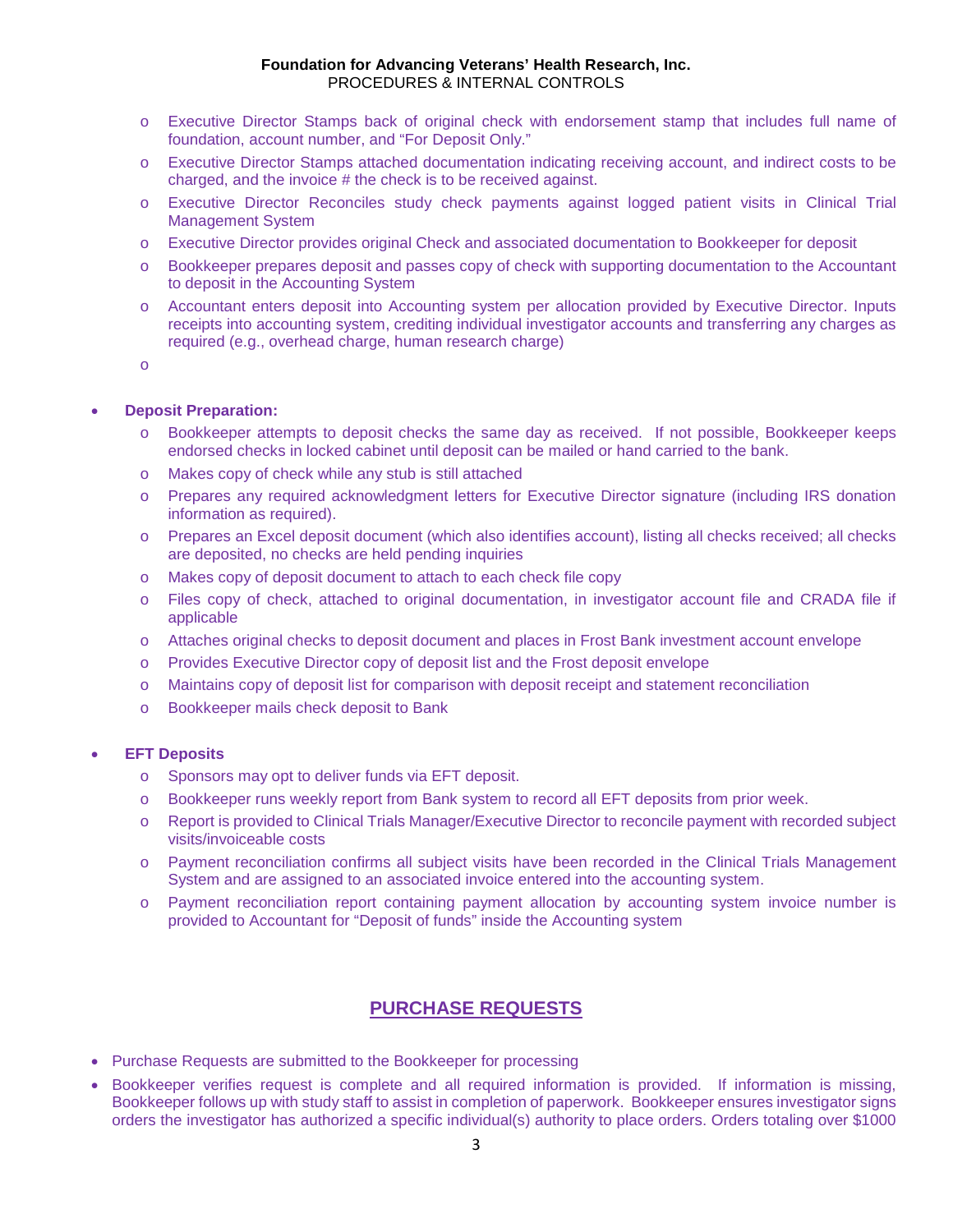- Executive Director Stamps back of original check with endorsement stamp that includes full name of foundation, account number, and "For Deposit Only."
- Executive Director Stamps attached documentation indicating receiving account, and indirect costs to be charged, and the invoice # the check is to be received against.
- Executive Director Reconciles study check payments against logged patient visits in Clinical Trial Management System
- Executive Director provides original Check and associated documentation to Bookkeeper for deposit
- Bookkeeper prepares deposit and passes copy of check with supporting documentation to the Accountant to deposit in the Accounting System
- Accountant enters deposit into Accounting system per allocation provided by Executive Director. Inputs receipts into accounting system, crediting individual investigator accounts and transferring any charges as required (e.g., overhead charge, human research charge)

- **Deposit Preparation:**
  - Bookkeeper attempts to deposit checks the same day as received. If not possible, Bookkeeper keeps endorsed checks in locked cabinet until deposit can be mailed or hand carried to the bank.
  - Makes copy of check while any stub is still attached
  - Prepares any required acknowledgment letters for Executive Director signature (including IRS donation information as required).
  - Prepares an Excel deposit document (which also identifies account), listing all checks received; all checks are deposited, no checks are held pending inquiries
  - Makes copy of deposit document to attach to each check file copy
  - Files copy of check, attached to original documentation, in investigator account file and CRADA file if applicable
  - Attaches original checks to deposit document and places in Frost Bank investment account envelope
  - Provides Executive Director copy of deposit list and the Frost deposit envelope
  - Maintains copy of deposit list for comparison with deposit receipt and statement reconciliation
  - Bookkeeper mails check deposit to Bank

- **EFT Deposits**
  - Sponsors may opt to deliver funds via EFT deposit.
  - Bookkeeper runs weekly report from Bank system to record all EFT deposits from prior week.
  - Report is provided to Clinical Trials Manager/Executive Director to reconcile payment with recorded subject visits/invoiceable costs
  - Payment reconciliation confirms all subject visits have been recorded in the Clinical Trials Management System and are assigned to an associated invoice entered into the accounting system.
  - Payment reconciliation report containing payment allocation by accounting system invoice number is provided to Accountant for "Deposit of funds" inside the Accounting system

## PURCHASE REQUESTS

- Purchase Requests are submitted to the Bookkeeper for processing
- Bookkeeper verifies request is complete and all required information is provided. If information is missing, Bookkeeper follows up with study staff to assist in completion of paperwork. Bookkeeper ensures investigator signs orders the investigator has authorized a specific individual(s) authority to place orders. Orders totaling over $1000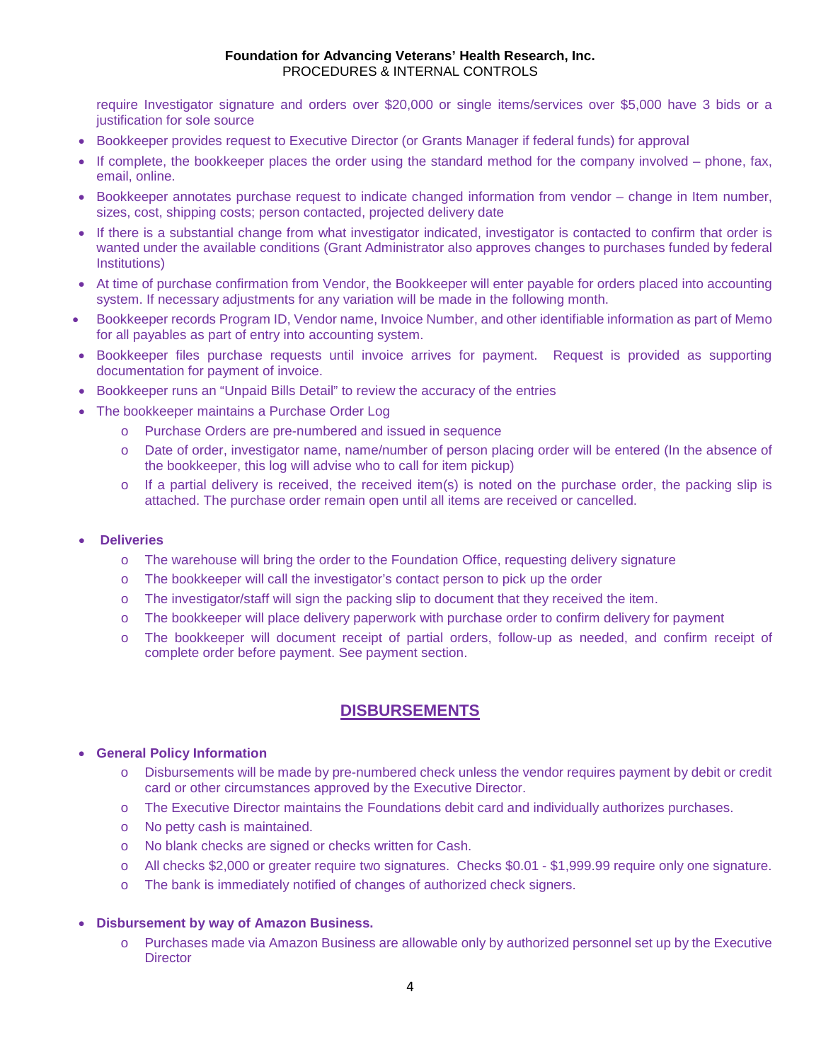require Investigator signature and orders over $20,000 or single items/services over $5,000 have 3 bids or a justification for sole source

- Bookkeeper provides request to Executive Director (or Grants Manager if federal funds) for approval
- If complete, the bookkeeper places the order using the standard method for the company involved – phone, fax, email, online.
- Bookkeeper annotates purchase request to indicate changed information from vendor – change in Item number, sizes, cost, shipping costs; person contacted, projected delivery date
- If there is a substantial change from what investigator indicated, investigator is contacted to confirm that order is wanted under the available conditions (Grant Administrator also approves changes to purchases funded by federal Institutions)
- At time of purchase confirmation from Vendor, the Bookkeeper will enter payable for orders placed into accounting system. If necessary adjustments for any variation will be made in the following month.
- Bookkeeper records Program ID, Vendor name, Invoice Number, and other identifiable information as part of Memo for all payables as part of entry into accounting system.
- Bookkeeper files purchase requests until invoice arrives for payment. Request is provided as supporting documentation for payment of invoice.
- Bookkeeper runs an "Unpaid Bills Detail" to review the accuracy of the entries
- The bookkeeper maintains a Purchase Order Log
  - Purchase Orders are pre-numbered and issued in sequence
  - Date of order, investigator name, name/number of person placing order will be entered (In the absence of the bookkeeper, this log will advise who to call for item pickup)
  - If a partial delivery is received, the received item(s) is noted on the purchase order, the packing slip is attached. The purchase order remain open until all items are received or cancelled.

- **Deliveries**
  - The warehouse will bring the order to the Foundation Office, requesting delivery signature
  - The bookkeeper will call the investigator's contact person to pick up the order
  - The investigator/staff will sign the packing slip to document that they received the item.
  - The bookkeeper will place delivery paperwork with purchase order to confirm delivery for payment
  - The bookkeeper will document receipt of partial orders, follow-up as needed, and confirm receipt of complete order before payment. See payment section.

## DISBURSEMENTS

- **General Policy Information**
  - Disbursements will be made by pre-numbered check unless the vendor requires payment by debit or credit card or other circumstances approved by the Executive Director.
  - The Executive Director maintains the Foundations debit card and individually authorizes purchases.
  - No petty cash is maintained.
  - No blank checks are signed or checks written for Cash.
  - All checks $2,000 or greater require two signatures. Checks $0.01 - $1,999.99 require only one signature.
  - The bank is immediately notified of changes of authorized check signers.

- **Disbursement by way of Amazon Business.**
  - Purchases made via Amazon Business are allowable only by authorized personnel set up by the Executive Director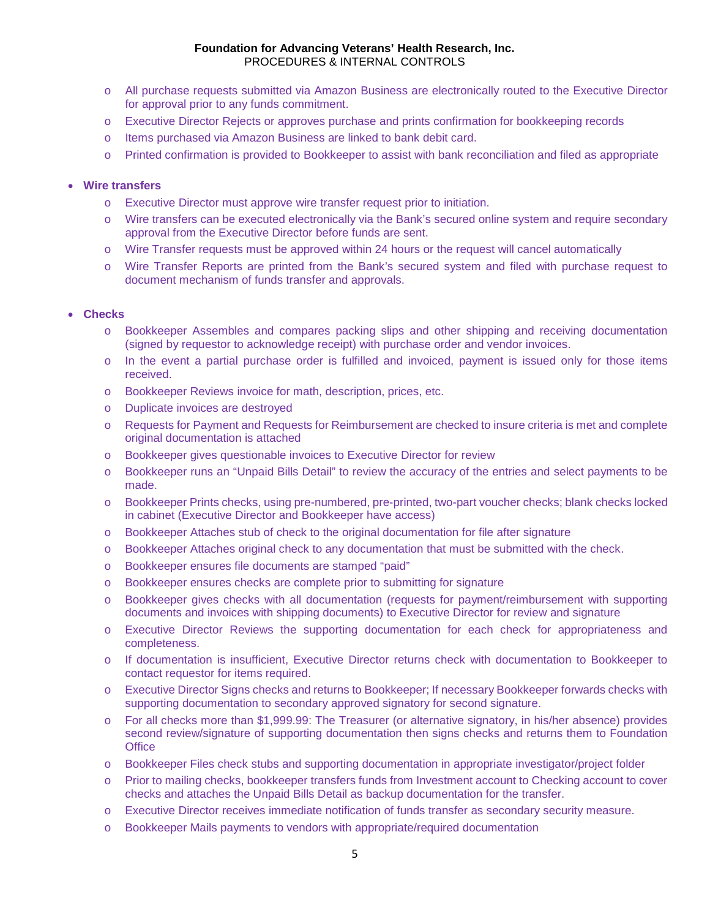- All purchase requests submitted via Amazon Business are electronically routed to the Executive Director for approval prior to any funds commitment.
- Executive Director Rejects or approves purchase and prints confirmation for bookkeeping records
- Items purchased via Amazon Business are linked to bank debit card.
- Printed confirmation is provided to Bookkeeper to assist with bank reconciliation and filed as appropriate

- **Wire transfers**
  - Executive Director must approve wire transfer request prior to initiation.
  - Wire transfers can be executed electronically via the Bank's secured online system and require secondary approval from the Executive Director before funds are sent.
  - Wire Transfer requests must be approved within 24 hours or the request will cancel automatically
  - Wire Transfer Reports are printed from the Bank's secured system and filed with purchase request to document mechanism of funds transfer and approvals.

- **Checks**
  - Bookkeeper Assembles and compares packing slips and other shipping and receiving documentation (signed by requestor to acknowledge receipt) with purchase order and vendor invoices.
  - In the event a partial purchase order is fulfilled and invoiced, payment is issued only for those items received.
  - Bookkeeper Reviews invoice for math, description, prices, etc.
  - Duplicate invoices are destroyed
  - Requests for Payment and Requests for Reimbursement are checked to insure criteria is met and complete original documentation is attached
  - Bookkeeper gives questionable invoices to Executive Director for review
  - Bookkeeper runs an "Unpaid Bills Detail" to review the accuracy of the entries and select payments to be made.
  - Bookkeeper Prints checks, using pre-numbered, pre-printed, two-part voucher checks; blank checks locked in cabinet (Executive Director and Bookkeeper have access)
  - Bookkeeper Attaches stub of check to the original documentation for file after signature
  - Bookkeeper Attaches original check to any documentation that must be submitted with the check.
  - Bookkeeper ensures file documents are stamped "paid"
  - Bookkeeper ensures checks are complete prior to submitting for signature
  - Bookkeeper gives checks with all documentation (requests for payment/reimbursement with supporting documents and invoices with shipping documents) to Executive Director for review and signature
  - Executive Director Reviews the supporting documentation for each check for appropriateness and completeness.
  - If documentation is insufficient, Executive Director returns check with documentation to Bookkeeper to contact requestor for items required.
  - Executive Director Signs checks and returns to Bookkeeper; If necessary Bookkeeper forwards checks with supporting documentation to secondary approved signatory for second signature.
  - For all checks more than $1,999.99: The Treasurer (or alternative signatory, in his/her absence) provides second review/signature of supporting documentation then signs checks and returns them to Foundation Office
  - Bookkeeper Files check stubs and supporting documentation in appropriate investigator/project folder
  - Prior to mailing checks, bookkeeper transfers funds from Investment account to Checking account to cover checks and attaches the Unpaid Bills Detail as backup documentation for the transfer.
  - Executive Director receives immediate notification of funds transfer as secondary security measure.
  - Bookkeeper Mails payments to vendors with appropriate/required documentation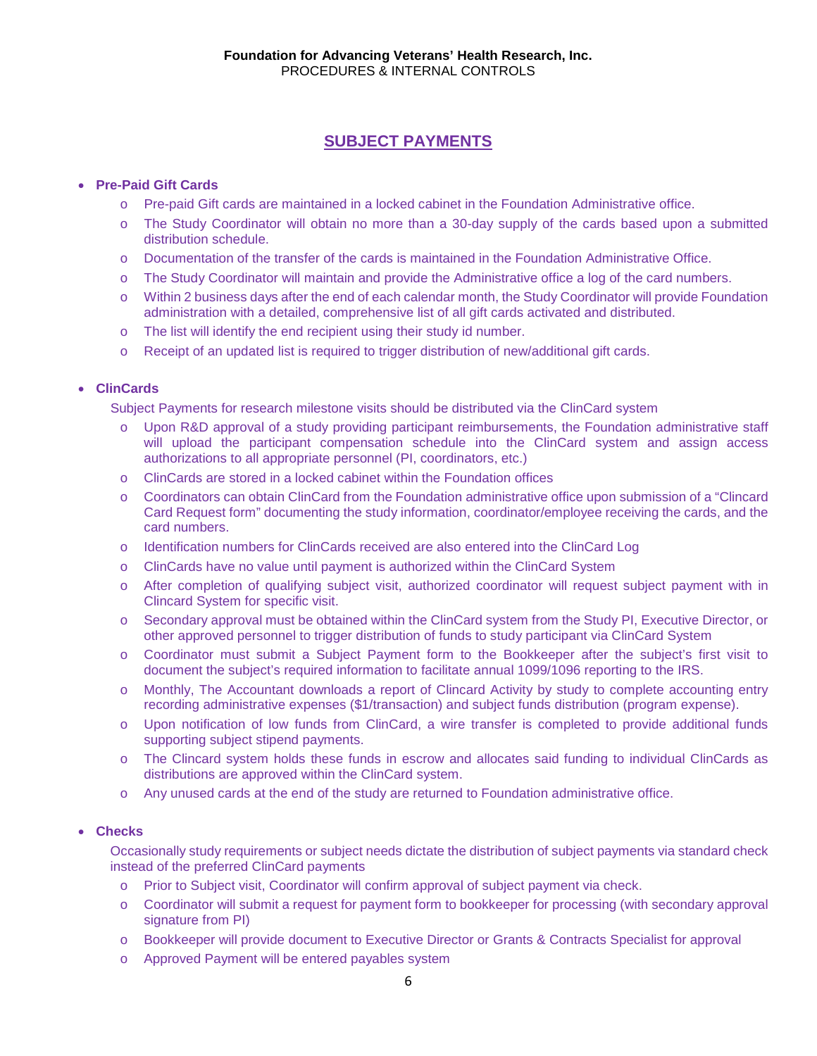## SUBJECT PAYMENTS

- **Pre-Paid Gift Cards**
  - Pre-paid Gift cards are maintained in a locked cabinet in the Foundation Administrative office.
  - The Study Coordinator will obtain no more than a 30-day supply of the cards based upon a submitted distribution schedule.
  - Documentation of the transfer of the cards is maintained in the Foundation Administrative Office.
  - The Study Coordinator will maintain and provide the Administrative office a log of the card numbers.
  - Within 2 business days after the end of each calendar month, the Study Coordinator will provide Foundation administration with a detailed, comprehensive list of all gift cards activated and distributed.
  - The list will identify the end recipient using their study id number.
  - Receipt of an updated list is required to trigger distribution of new/additional gift cards.

- **ClinCards**

  Subject Payments for research milestone visits should be distributed via the ClinCard system
  - Upon R&D approval of a study providing participant reimbursements, the Foundation administrative staff will upload the participant compensation schedule into the ClinCard system and assign access authorizations to all appropriate personnel (PI, coordinators, etc.)
  - ClinCards are stored in a locked cabinet within the Foundation offices
  - Coordinators can obtain ClinCard from the Foundation administrative office upon submission of a "Clincard Card Request form" documenting the study information, coordinator/employee receiving the cards, and the card numbers.
  - Identification numbers for ClinCards received are also entered into the ClinCard Log
  - ClinCards have no value until payment is authorized within the ClinCard System
  - After completion of qualifying subject visit, authorized coordinator will request subject payment with in Clincard System for specific visit.
  - Secondary approval must be obtained within the ClinCard system from the Study PI, Executive Director, or other approved personnel to trigger distribution of funds to study participant via ClinCard System
  - Coordinator must submit a Subject Payment form to the Bookkeeper after the subject's first visit to document the subject's required information to facilitate annual 1099/1096 reporting to the IRS.
  - Monthly, The Accountant downloads a report of Clincard Activity by study to complete accounting entry recording administrative expenses ($1/transaction) and subject funds distribution (program expense).
  - Upon notification of low funds from ClinCard, a wire transfer is completed to provide additional funds supporting subject stipend payments.
  - The Clincard system holds these funds in escrow and allocates said funding to individual ClinCards as distributions are approved within the ClinCard system.
  - Any unused cards at the end of the study are returned to Foundation administrative office.

- **Checks**

  Occasionally study requirements or subject needs dictate the distribution of subject payments via standard check instead of the preferred ClinCard payments
  - Prior to Subject visit, Coordinator will confirm approval of subject payment via check.
  - Coordinator will submit a request for payment form to bookkeeper for processing (with secondary approval signature from PI)
  - Bookkeeper will provide document to Executive Director or Grants & Contracts Specialist for approval
  - Approved Payment will be entered payables system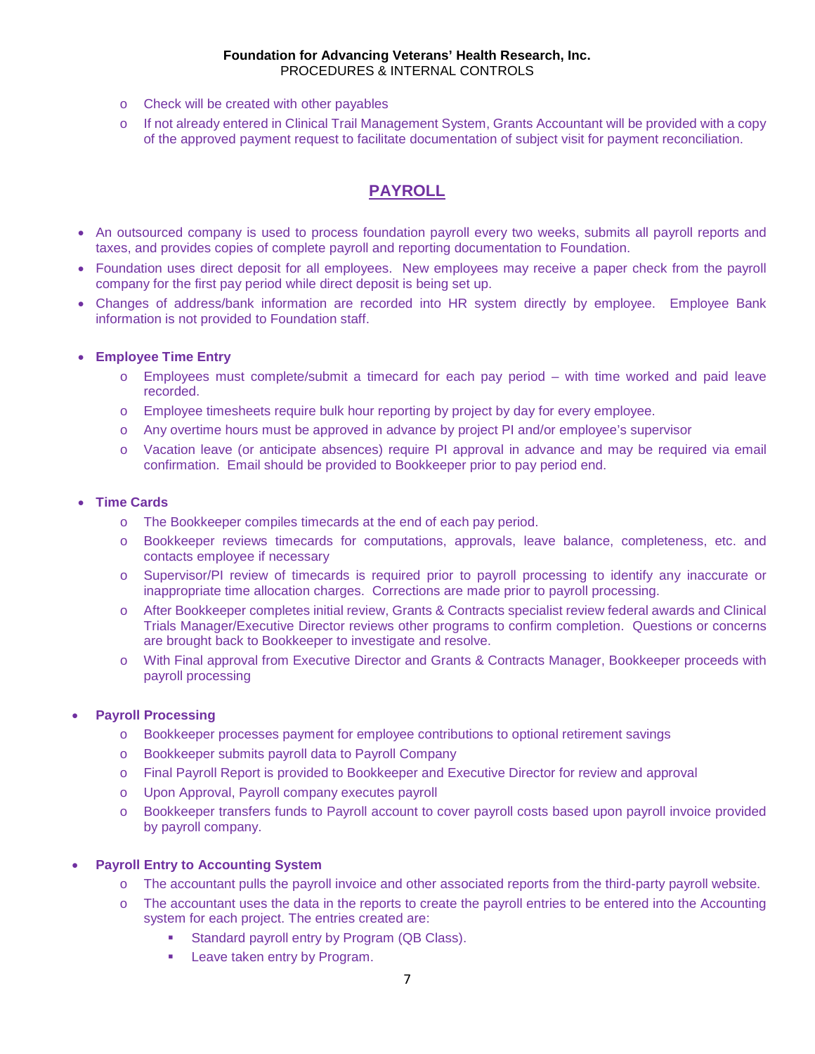- Check will be created with other payables
- If not already entered in Clinical Trail Management System, Grants Accountant will be provided with a copy of the approved payment request to facilitate documentation of subject visit for payment reconciliation.

## PAYROLL

- An outsourced company is used to process foundation payroll every two weeks, submits all payroll reports and taxes, and provides copies of complete payroll and reporting documentation to Foundation.
- Foundation uses direct deposit for all employees. New employees may receive a paper check from the payroll company for the first pay period while direct deposit is being set up.
- Changes of address/bank information are recorded into HR system directly by employee. Employee Bank information is not provided to Foundation staff.

- **Employee Time Entry**
  - Employees must complete/submit a timecard for each pay period – with time worked and paid leave recorded.
  - Employee timesheets require bulk hour reporting by project by day for every employee.
  - Any overtime hours must be approved in advance by project PI and/or employee's supervisor
  - Vacation leave (or anticipate absences) require PI approval in advance and may be required via email confirmation. Email should be provided to Bookkeeper prior to pay period end.

- **Time Cards**
  - The Bookkeeper compiles timecards at the end of each pay period.
  - Bookkeeper reviews timecards for computations, approvals, leave balance, completeness, etc. and contacts employee if necessary
  - Supervisor/PI review of timecards is required prior to payroll processing to identify any inaccurate or inappropriate time allocation charges. Corrections are made prior to payroll processing.
  - After Bookkeeper completes initial review, Grants & Contracts specialist review federal awards and Clinical Trials Manager/Executive Director reviews other programs to confirm completion. Questions or concerns are brought back to Bookkeeper to investigate and resolve.
  - With Final approval from Executive Director and Grants & Contracts Manager, Bookkeeper proceeds with payroll processing

- **Payroll Processing**
  - Bookkeeper processes payment for employee contributions to optional retirement savings
  - Bookkeeper submits payroll data to Payroll Company
  - Final Payroll Report is provided to Bookkeeper and Executive Director for review and approval
  - Upon Approval, Payroll company executes payroll
  - Bookkeeper transfers funds to Payroll account to cover payroll costs based upon payroll invoice provided by payroll company.

- **Payroll Entry to Accounting System**
  - The accountant pulls the payroll invoice and other associated reports from the third-party payroll website.
  - The accountant uses the data in the reports to create the payroll entries to be entered into the Accounting system for each project. The entries created are:
    - Standard payroll entry by Program (QB Class).
    - Leave taken entry by Program.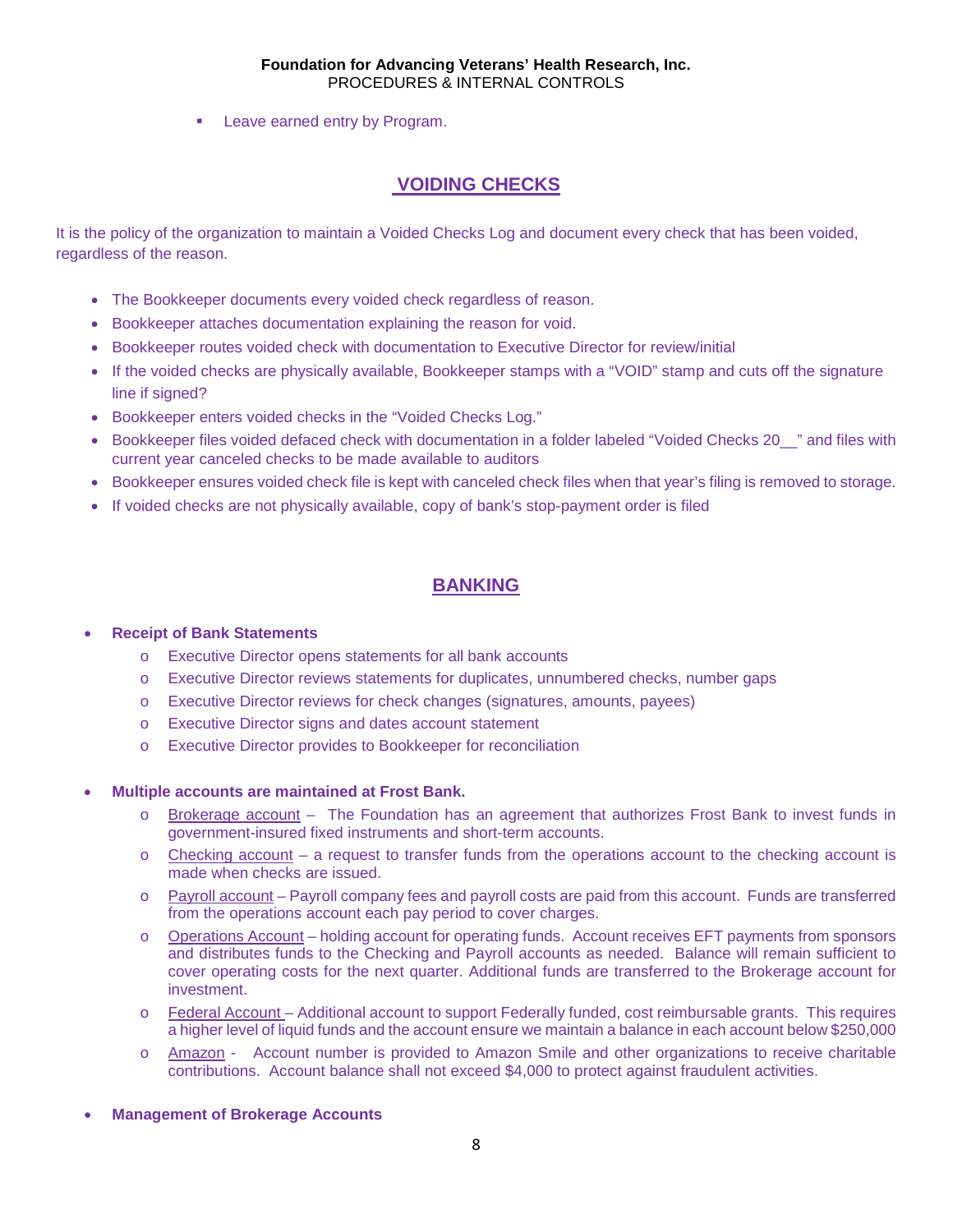- Leave earned entry by Program.

## VOIDING CHECKS

It is the policy of the organization to maintain a Voided Checks Log and document every check that has been voided, regardless of the reason.

- The Bookkeeper documents every voided check regardless of reason.
- Bookkeeper attaches documentation explaining the reason for void.
- Bookkeeper routes voided check with documentation to Executive Director for review/initial
- If the voided checks are physically available, Bookkeeper stamps with a "VOID" stamp and cuts off the signature line if signed?
- Bookkeeper enters voided checks in the "Voided Checks Log."
- Bookkeeper files voided defaced check with documentation in a folder labeled "Voided Checks 20__" and files with current year canceled checks to be made available to auditors
- Bookkeeper ensures voided check file is kept with canceled check files when that year's filing is removed to storage.
- If voided checks are not physically available, copy of bank's stop-payment order is filed

## BANKING

- **Receipt of Bank Statements**
  - Executive Director opens statements for all bank accounts
  - Executive Director reviews statements for duplicates, unnumbered checks, number gaps
  - Executive Director reviews for check changes (signatures, amounts, payees)
  - Executive Director signs and dates account statement
  - Executive Director provides to Bookkeeper for reconciliation
- **Multiple accounts are maintained at Frost Bank.**
  - Brokerage account – The Foundation has an agreement that authorizes Frost Bank to invest funds in government-insured fixed instruments and short-term accounts.
  - Checking account – a request to transfer funds from the operations account to the checking account is made when checks are issued.
  - Payroll account – Payroll company fees and payroll costs are paid from this account. Funds are transferred from the operations account each pay period to cover charges.
  - Operations Account – holding account for operating funds. Account receives EFT payments from sponsors and distributes funds to the Checking and Payroll accounts as needed. Balance will remain sufficient to cover operating costs for the next quarter. Additional funds are transferred to the Brokerage account for investment.
  - Federal Account – Additional account to support Federally funded, cost reimbursable grants. This requires a higher level of liquid funds and the account ensure we maintain a balance in each account below $250,000
  - Amazon - Account number is provided to Amazon Smile and other organizations to receive charitable contributions. Account balance shall not exceed $4,000 to protect against fraudulent activities.
- **Management of Brokerage Accounts**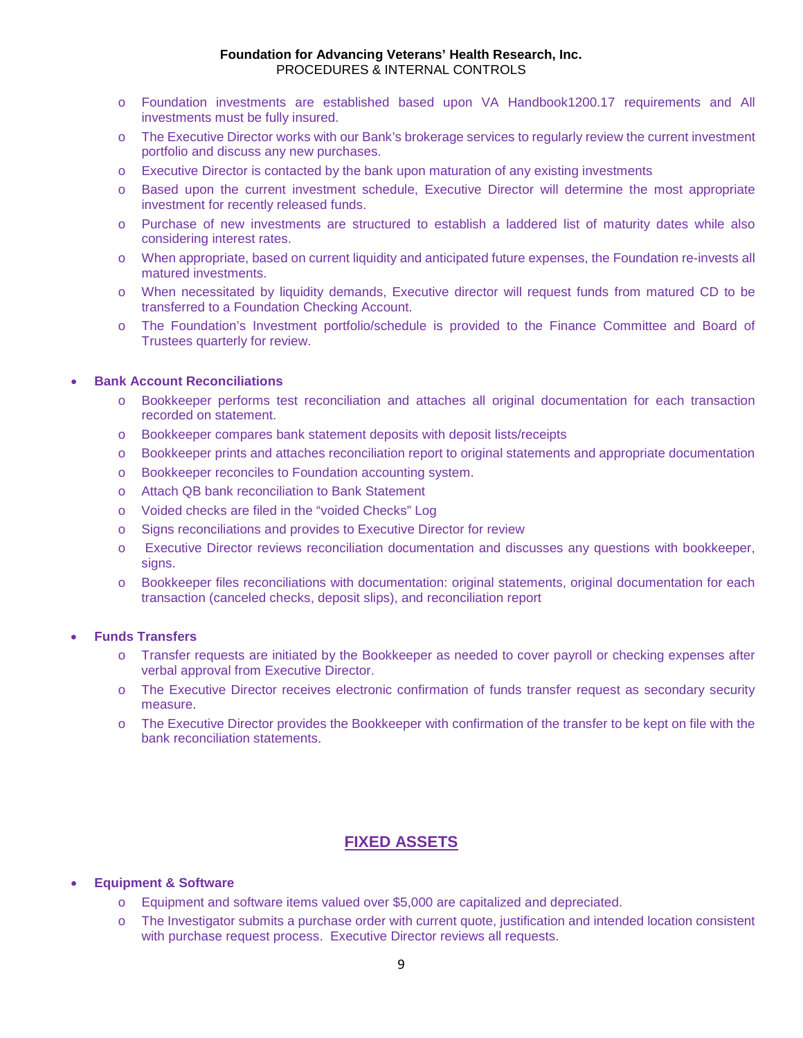- Foundation investments are established based upon VA Handbook1200.17 requirements and All investments must be fully insured.
- The Executive Director works with our Bank's brokerage services to regularly review the current investment portfolio and discuss any new purchases.
- Executive Director is contacted by the bank upon maturation of any existing investments
- Based upon the current investment schedule, Executive Director will determine the most appropriate investment for recently released funds.
- Purchase of new investments are structured to establish a laddered list of maturity dates while also considering interest rates.
- When appropriate, based on current liquidity and anticipated future expenses, the Foundation re-invests all matured investments.
- When necessitated by liquidity demands, Executive director will request funds from matured CD to be transferred to a Foundation Checking Account.
- The Foundation's Investment portfolio/schedule is provided to the Finance Committee and Board of Trustees quarterly for review.

- **Bank Account Reconciliations**
  - Bookkeeper performs test reconciliation and attaches all original documentation for each transaction recorded on statement.
  - Bookkeeper compares bank statement deposits with deposit lists/receipts
  - Bookkeeper prints and attaches reconciliation report to original statements and appropriate documentation
  - Bookkeeper reconciles to Foundation accounting system.
  - Attach QB bank reconciliation to Bank Statement
  - Voided checks are filed in the "voided Checks" Log
  - Signs reconciliations and provides to Executive Director for review
  - Executive Director reviews reconciliation documentation and discusses any questions with bookkeeper, signs.
  - Bookkeeper files reconciliations with documentation: original statements, original documentation for each transaction (canceled checks, deposit slips), and reconciliation report

- **Funds Transfers**
  - Transfer requests are initiated by the Bookkeeper as needed to cover payroll or checking expenses after verbal approval from Executive Director.
  - The Executive Director receives electronic confirmation of funds transfer request as secondary security measure.
  - The Executive Director provides the Bookkeeper with confirmation of the transfer to be kept on file with the bank reconciliation statements.

## FIXED ASSETS

- **Equipment & Software**
  - Equipment and software items valued over $5,000 are capitalized and depreciated.
  - The Investigator submits a purchase order with current quote, justification and intended location consistent with purchase request process. Executive Director reviews all requests.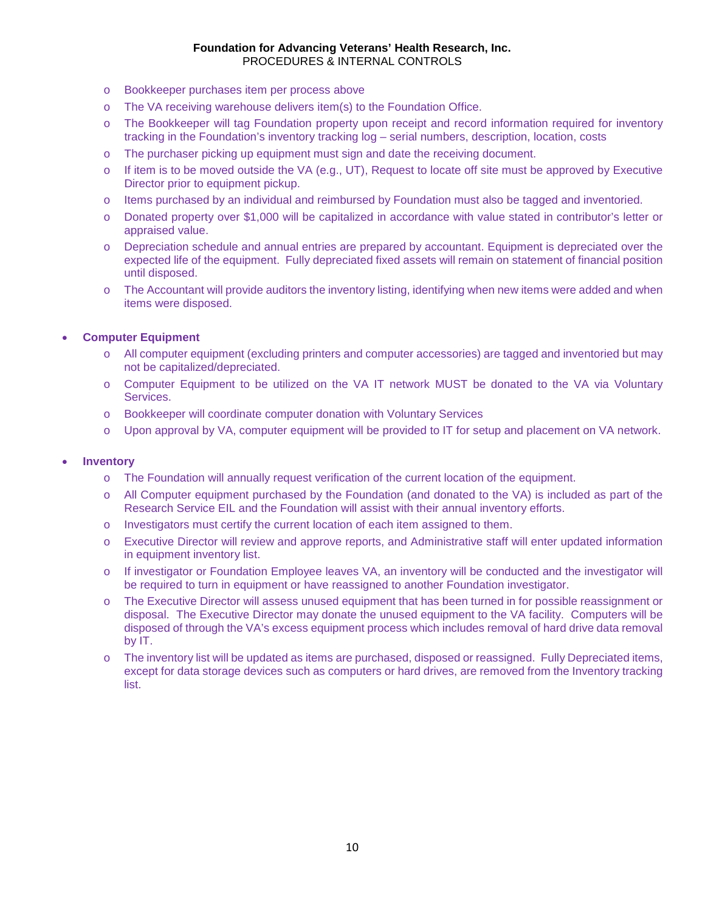- Bookkeeper purchases item per process above
- The VA receiving warehouse delivers item(s) to the Foundation Office.
- The Bookkeeper will tag Foundation property upon receipt and record information required for inventory tracking in the Foundation's inventory tracking log – serial numbers, description, location, costs
- The purchaser picking up equipment must sign and date the receiving document.
- If item is to be moved outside the VA (e.g., UT), Request to locate off site must be approved by Executive Director prior to equipment pickup.
- Items purchased by an individual and reimbursed by Foundation must also be tagged and inventoried.
- Donated property over $1,000 will be capitalized in accordance with value stated in contributor's letter or appraised value.
- Depreciation schedule and annual entries are prepared by accountant. Equipment is depreciated over the expected life of the equipment. Fully depreciated fixed assets will remain on statement of financial position until disposed.
- The Accountant will provide auditors the inventory listing, identifying when new items were added and when items were disposed.

- **Computer Equipment**
  - All computer equipment (excluding printers and computer accessories) are tagged and inventoried but may not be capitalized/depreciated.
  - Computer Equipment to be utilized on the VA IT network MUST be donated to the VA via Voluntary Services.
  - Bookkeeper will coordinate computer donation with Voluntary Services
  - Upon approval by VA, computer equipment will be provided to IT for setup and placement on VA network.

- **Inventory**
  - The Foundation will annually request verification of the current location of the equipment.
  - All Computer equipment purchased by the Foundation (and donated to the VA) is included as part of the Research Service EIL and the Foundation will assist with their annual inventory efforts.
  - Investigators must certify the current location of each item assigned to them.
  - Executive Director will review and approve reports, and Administrative staff will enter updated information in equipment inventory list.
  - If investigator or Foundation Employee leaves VA, an inventory will be conducted and the investigator will be required to turn in equipment or have reassigned to another Foundation investigator.
  - The Executive Director will assess unused equipment that has been turned in for possible reassignment or disposal. The Executive Director may donate the unused equipment to the VA facility. Computers will be disposed of through the VA's excess equipment process which includes removal of hard drive data removal by IT.
  - The inventory list will be updated as items are purchased, disposed or reassigned. Fully Depreciated items, except for data storage devices such as computers or hard drives, are removed from the Inventory tracking list.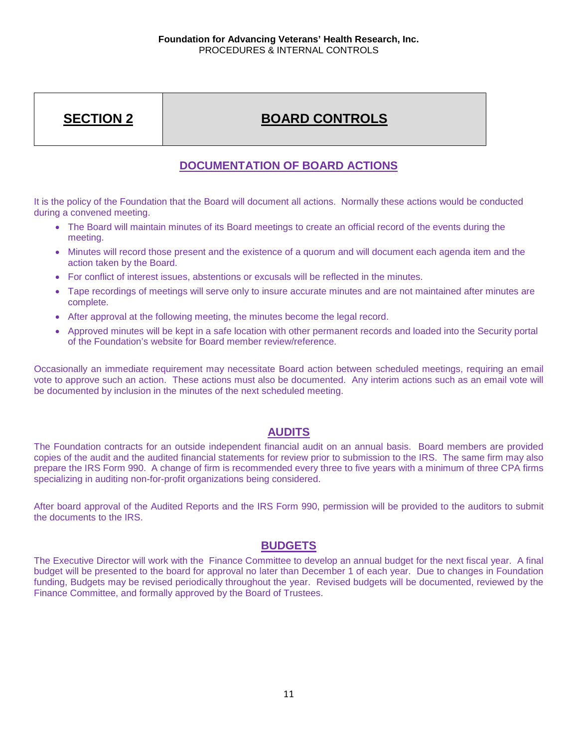## SECTION 2 BOARD CONTROLS

### DOCUMENTATION OF BOARD ACTIONS

It is the policy of the Foundation that the Board will document all actions. Normally these actions would be conducted during a convened meeting.

- The Board will maintain minutes of its Board meetings to create an official record of the events during the meeting.
- Minutes will record those present and the existence of a quorum and will document each agenda item and the action taken by the Board.
- For conflict of interest issues, abstentions or excusals will be reflected in the minutes.
- Tape recordings of meetings will serve only to insure accurate minutes and are not maintained after minutes are complete.
- After approval at the following meeting, the minutes become the legal record.
- Approved minutes will be kept in a safe location with other permanent records and loaded into the Security portal of the Foundation's website for Board member review/reference.

Occasionally an immediate requirement may necessitate Board action between scheduled meetings, requiring an email vote to approve such an action. These actions must also be documented. Any interim actions such as an email vote will be documented by inclusion in the minutes of the next scheduled meeting.

### AUDITS

The Foundation contracts for an outside independent financial audit on an annual basis. Board members are provided copies of the audit and the audited financial statements for review prior to submission to the IRS. The same firm may also prepare the IRS Form 990. A change of firm is recommended every three to five years with a minimum of three CPA firms specializing in auditing non-for-profit organizations being considered.

After board approval of the Audited Reports and the IRS Form 990, permission will be provided to the auditors to submit the documents to the IRS.

### BUDGETS

The Executive Director will work with the Finance Committee to develop an annual budget for the next fiscal year. A final budget will be presented to the board for approval no later than December 1 of each year. Due to changes in Foundation funding, Budgets may be revised periodically throughout the year. Revised budgets will be documented, reviewed by the Finance Committee, and formally approved by the Board of Trustees.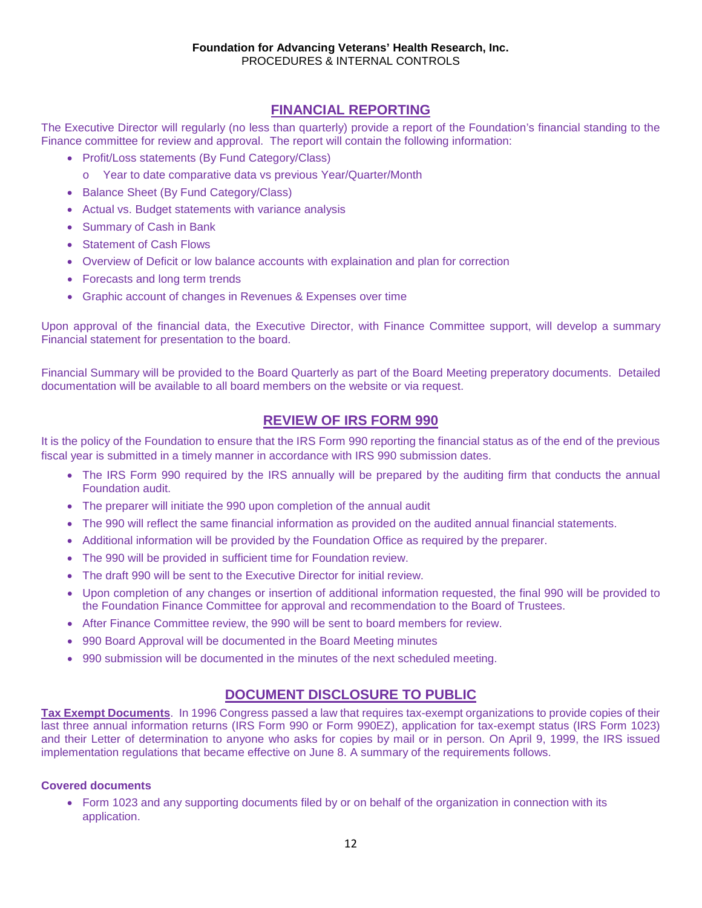## FINANCIAL REPORTING

The Executive Director will regularly (no less than quarterly) provide a report of the Foundation's financial standing to the Finance committee for review and approval. The report will contain the following information:

- Profit/Loss statements (By Fund Category/Class)
  - Year to date comparative data vs previous Year/Quarter/Month
- Balance Sheet (By Fund Category/Class)
- Actual vs. Budget statements with variance analysis
- Summary of Cash in Bank
- Statement of Cash Flows
- Overview of Deficit or low balance accounts with explaination and plan for correction
- Forecasts and long term trends
- Graphic account of changes in Revenues & Expenses over time

Upon approval of the financial data, the Executive Director, with Finance Committee support, will develop a summary Financial statement for presentation to the board.

Financial Summary will be provided to the Board Quarterly as part of the Board Meeting preperatory documents. Detailed documentation will be available to all board members on the website or via request.

## REVIEW OF IRS FORM 990

It is the policy of the Foundation to ensure that the IRS Form 990 reporting the financial status as of the end of the previous fiscal year is submitted in a timely manner in accordance with IRS 990 submission dates.

- The IRS Form 990 required by the IRS annually will be prepared by the auditing firm that conducts the annual Foundation audit.
- The preparer will initiate the 990 upon completion of the annual audit
- The 990 will reflect the same financial information as provided on the audited annual financial statements.
- Additional information will be provided by the Foundation Office as required by the preparer.
- The 990 will be provided in sufficient time for Foundation review.
- The draft 990 will be sent to the Executive Director for initial review.
- Upon completion of any changes or insertion of additional information requested, the final 990 will be provided to the Foundation Finance Committee for approval and recommendation to the Board of Trustees.
- After Finance Committee review, the 990 will be sent to board members for review.
- 990 Board Approval will be documented in the Board Meeting minutes
- 990 submission will be documented in the minutes of the next scheduled meeting.

## DOCUMENT DISCLOSURE TO PUBLIC

**Tax Exempt Documents**. In 1996 Congress passed a law that requires tax-exempt organizations to provide copies of their last three annual information returns (IRS Form 990 or Form 990EZ), application for tax-exempt status (IRS Form 1023) and their Letter of determination to anyone who asks for copies by mail or in person. On April 9, 1999, the IRS issued implementation regulations that became effective on June 8. A summary of the requirements follows.

**Covered documents**

- Form 1023 and any supporting documents filed by or on behalf of the organization in connection with its application.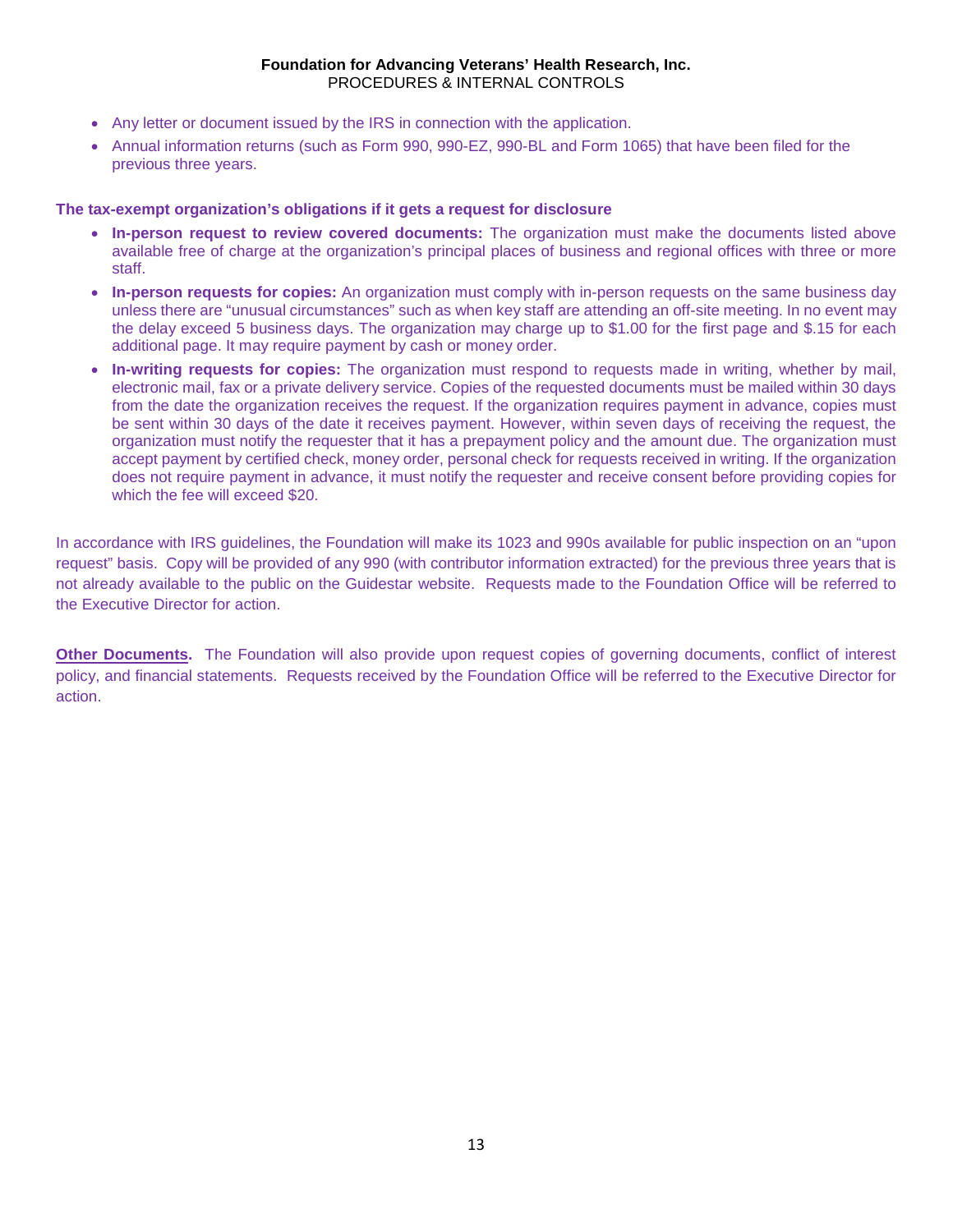- Any letter or document issued by the IRS in connection with the application.
- Annual information returns (such as Form 990, 990-EZ, 990-BL and Form 1065) that have been filed for the previous three years.

**The tax-exempt organization's obligations if it gets a request for disclosure**

- **In-person request to review covered documents:** The organization must make the documents listed above available free of charge at the organization's principal places of business and regional offices with three or more staff.
- **In-person requests for copies:** An organization must comply with in-person requests on the same business day unless there are "unusual circumstances" such as when key staff are attending an off-site meeting. In no event may the delay exceed 5 business days. The organization may charge up to $1.00 for the first page and $.15 for each additional page. It may require payment by cash or money order.
- **In-writing requests for copies:** The organization must respond to requests made in writing, whether by mail, electronic mail, fax or a private delivery service. Copies of the requested documents must be mailed within 30 days from the date the organization receives the request. If the organization requires payment in advance, copies must be sent within 30 days of the date it receives payment. However, within seven days of receiving the request, the organization must notify the requester that it has a prepayment policy and the amount due. The organization must accept payment by certified check, money order, personal check for requests received in writing. If the organization does not require payment in advance, it must notify the requester and receive consent before providing copies for which the fee will exceed $20.

In accordance with IRS guidelines, the Foundation will make its 1023 and 990s available for public inspection on an "upon request" basis. Copy will be provided of any 990 (with contributor information extracted) for the previous three years that is not already available to the public on the Guidestar website. Requests made to the Foundation Office will be referred to the Executive Director for action.

**Other Documents.** The Foundation will also provide upon request copies of governing documents, conflict of interest policy, and financial statements. Requests received by the Foundation Office will be referred to the Executive Director for action.